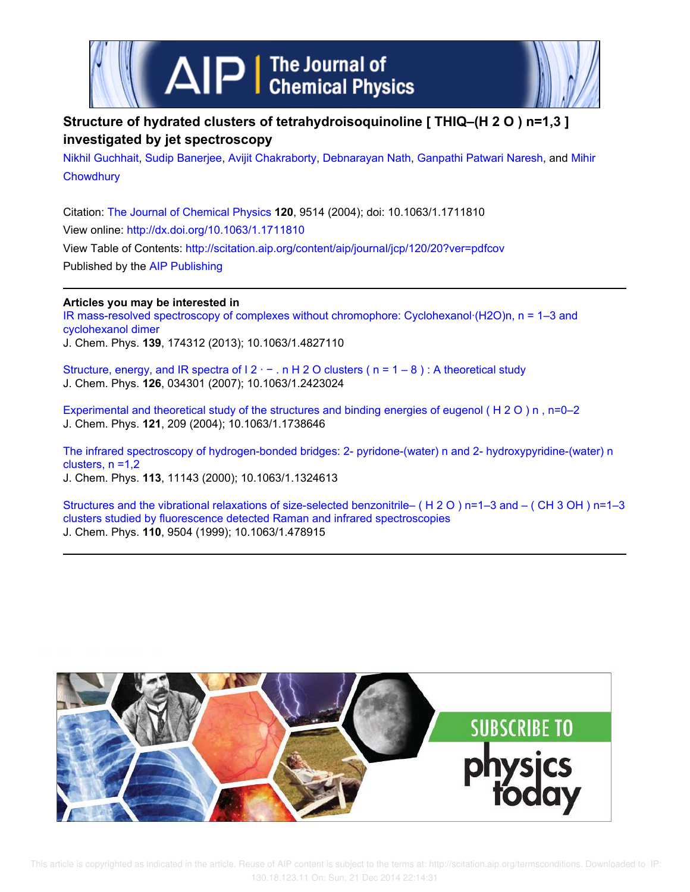# Structure of hydrated clusters of tetrahydroisoquinoline [ THIQ–($H_2O$) n=1,3 ] investigated by jet spectroscopy

Nikhil Guchhait, Sudip Banerjee, Avijit Chakraborty, Debnarayan Nath, Ganpathi Patwari Naresh, and Mihir Chowdhury

Citation: The Journal of Chemical Physics **120**, 9514 (2004); doi: 10.1063/1.1711810

View online: http://dx.doi.org/10.1063/1.1711810

View Table of Contents: http://scitation.aip.org/content/aip/journal/jcp/120/20?ver=pdfcov

Published by the AIP Publishing

**Articles you may be interested in**

IR mass-resolved spectroscopy of complexes without chromophore: Cyclohexanol·($H_2O$)n, n = 1–3 and cyclohexanol dimer
J. Chem. Phys. **139**, 174312 (2013); 10.1063/1.4827110

Structure, energy, and IR spectra of $I_2^{\cdot -}$ . n $H_2O$ clusters ( n = 1 – 8 ) : A theoretical study
J. Chem. Phys. **126**, 034301 (2007); 10.1063/1.2423024

Experimental and theoretical study of the structures and binding energies of eugenol ( $H_2O$ ) n , n=0–2
J. Chem. Phys. **121**, 209 (2004); 10.1063/1.1738646

The infrared spectroscopy of hydrogen-bonded bridges: 2- pyridone-(water) n and 2- hydroxypyridine-(water) n clusters, n =1,2
J. Chem. Phys. **113**, 11143 (2000); 10.1063/1.1324613

Structures and the vibrational relaxations of size-selected benzonitrile– ( $H_2O$ ) n=1–3 and – ( $CH_3OH$ ) n=1–3 clusters studied by fluorescence detected Raman and infrared spectroscopies
J. Chem. Phys. **110**, 9504 (1999); 10.1063/1.478915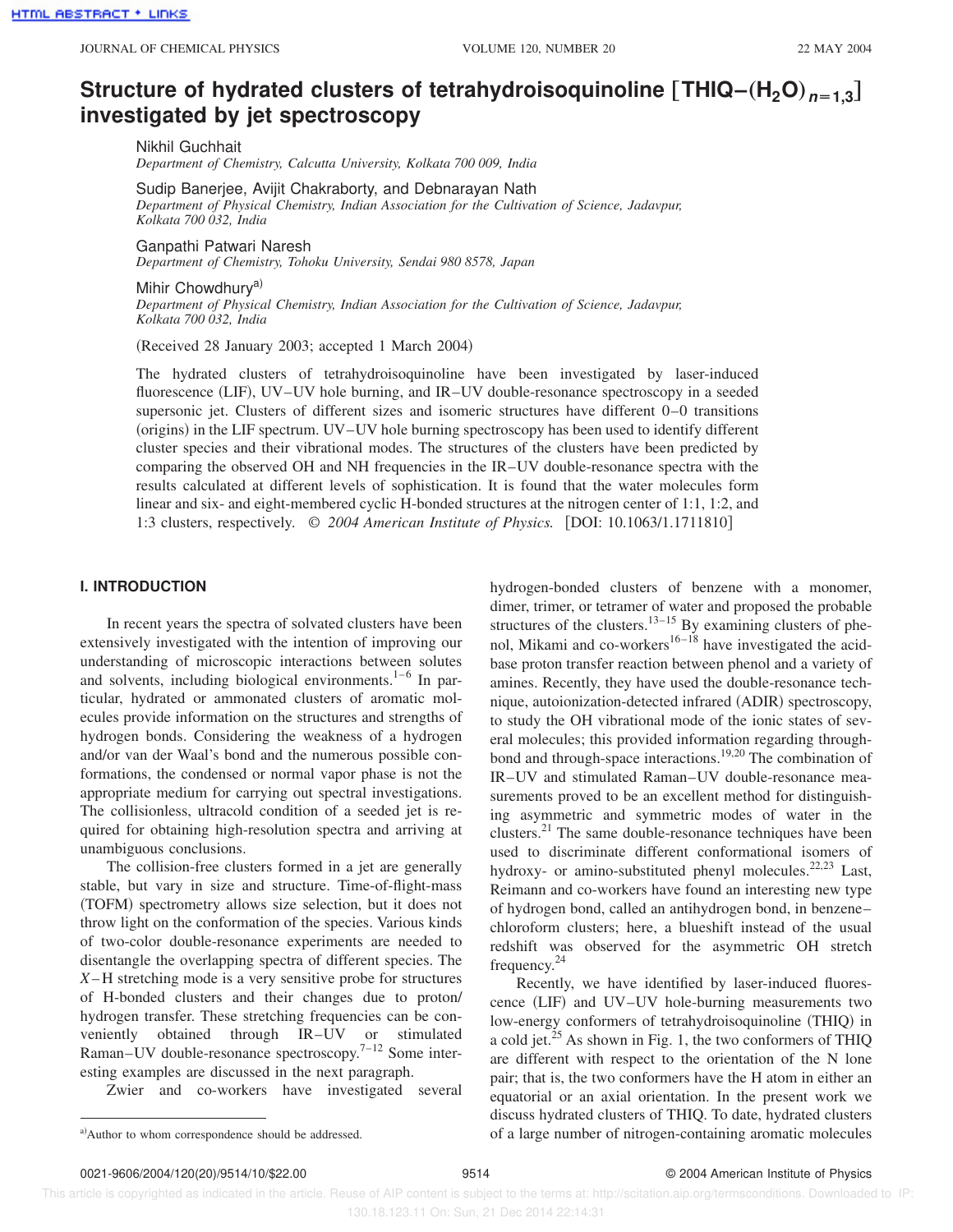# Structure of hydrated clusters of tetrahydroisoquinoline [THIQ–$(H_2O)_{n=1,3}$] investigated by jet spectroscopy

Nikhil Guchhait
*Department of Chemistry, Calcutta University, Kolkata 700 009, India*

Sudip Banerjee, Avijit Chakraborty, and Debnarayan Nath
*Department of Physical Chemistry, Indian Association for the Cultivation of Science, Jadavpur, Kolkata 700 032, India*

Ganpathi Patwari Naresh
*Department of Chemistry, Tohoku University, Sendai 980 8578, Japan*

Mihir Chowdhury[a]
*Department of Physical Chemistry, Indian Association for the Cultivation of Science, Jadavpur, Kolkata 700 032, India*

(Received 28 January 2003; accepted 1 March 2004)

The hydrated clusters of tetrahydroisoquinoline have been investigated by laser-induced fluorescence (LIF), UV–UV hole burning, and IR–UV double-resonance spectroscopy in a seeded supersonic jet. Clusters of different sizes and isomeric structures have different 0–0 transitions (origins) in the LIF spectrum. UV–UV hole burning spectroscopy has been used to identify different cluster species and their vibrational modes. The structures of the clusters have been predicted by comparing the observed OH and NH frequencies in the IR–UV double-resonance spectra with the results calculated at different levels of sophistication. It is found that the water molecules form linear and six- and eight-membered cyclic H-bonded structures at the nitrogen center of 1:1, 1:2, and 1:3 clusters, respectively. © *2004 American Institute of Physics.* [DOI: 10.1063/1.1711810]

## I. INTRODUCTION

In recent years the spectra of solvated clusters have been extensively investigated with the intention of improving our understanding of microscopic interactions between solutes and solvents, including biological environments.[1–6] In particular, hydrated or ammonated clusters of aromatic molecules provide information on the structures and strengths of hydrogen bonds. Considering the weakness of a hydrogen and/or van der Waal's bond and the numerous possible conformations, the condensed or normal vapor phase is not the appropriate medium for carrying out spectral investigations. The collisionless, ultracold condition of a seeded jet is required for obtaining high-resolution spectra and arriving at unambiguous conclusions.

The collision-free clusters formed in a jet are generally stable, but vary in size and structure. Time-of-flight-mass (TOFM) spectrometry allows size selection, but it does not throw light on the conformation of the species. Various kinds of two-color double-resonance experiments are needed to disentangle the overlapping spectra of different species. The $X$–H stretching mode is a very sensitive probe for structures of H-bonded clusters and their changes due to proton/hydrogen transfer. These stretching frequencies can be conveniently obtained through IR–UV or stimulated Raman–UV double-resonance spectroscopy.[7–12] Some interesting examples are discussed in the next paragraph.

Zwier and co-workers have investigated several hydrogen-bonded clusters of benzene with a monomer, dimer, trimer, or tetramer of water and proposed the probable structures of the clusters.[13–15] By examining clusters of phenol, Mikami and co-workers[16–18] have investigated the acid-base proton transfer reaction between phenol and a variety of amines. Recently, they have used the double-resonance technique, autoionization-detected infrared (ADIR) spectroscopy, to study the OH vibrational mode of the ionic states of several molecules; this provided information regarding through-bond and through-space interactions.[19,20] The combination of IR–UV and stimulated Raman–UV double-resonance measurements proved to be an excellent method for distinguishing asymmetric and symmetric modes of water in the clusters.[21] The same double-resonance techniques have been used to discriminate different conformational isomers of hydroxy- or amino-substituted phenyl molecules.[22,23] Last, Reimann and co-workers have found an interesting new type of hydrogen bond, called an antihydrogen bond, in benzene–chloroform clusters; here, a blueshift instead of the usual redshift was observed for the asymmetric OH stretch frequency.[24]

Recently, we have identified by laser-induced fluorescence (LIF) and UV–UV hole-burning measurements two low-energy conformers of tetrahydroisoquinoline (THIQ) in a cold jet.[25] As shown in Fig. 1, the two conformers of THIQ are different with respect to the orientation of the N lone pair; that is, the two conformers have the H atom in either an equatorial or an axial orientation. In the present work we discuss hydrated clusters of THIQ. To date, hydrated clusters of a large number of nitrogen-containing aromatic molecules

[a]Author to whom correspondence should be addressed.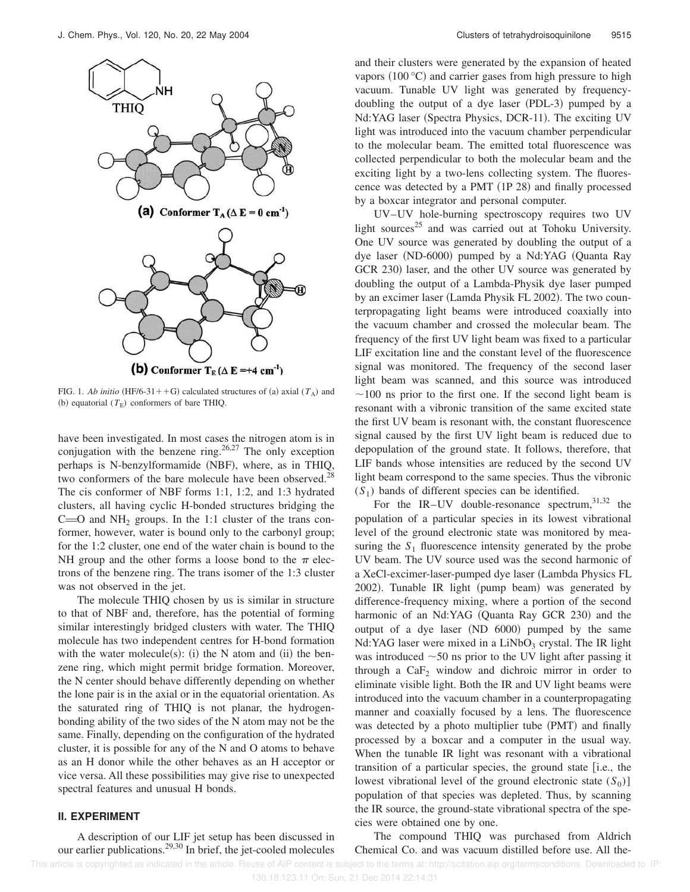FIG. 1. *Ab initio* (HF/6-31++G) calculated structures of (a) axial ($T_A$) and (b) equatorial ($T_E$) conformers of bare THIQ.

have been investigated. In most cases the nitrogen atom is in conjugation with the benzene ring.[26,27] The only exception perhaps is N-benzylformamide (NBF), where, as in THIQ, two conformers of the bare molecule have been observed.[28] The cis conformer of NBF forms 1:1, 1:2, and 1:3 hydrated clusters, all having cyclic H-bonded structures bridging the C=O and $NH_2$ groups. In the 1:1 cluster of the trans conformer, however, water is bound only to the carbonyl group; for the 1:2 cluster, one end of the water chain is bound to the NH group and the other forms a loose bond to the $\pi$ electrons of the benzene ring. The trans isomer of the 1:3 cluster was not observed in the jet.

The molecule THIQ chosen by us is similar in structure to that of NBF and, therefore, has the potential of forming similar interestingly bridged clusters with water. The THIQ molecule has two independent centres for H-bond formation with the water molecule(s): (i) the N atom and (ii) the benzene ring, which might permit bridge formation. Moreover, the N center should behave differently depending on whether the lone pair is in the axial or in the equatorial orientation. As the saturated ring of THIQ is not planar, the hydrogen-bonding ability of the two sides of the N atom may not be the same. Finally, depending on the configuration of the hydrated cluster, it is possible for any of the N and O atoms to behave as an H donor while the other behaves as an H acceptor or vice versa. All these possibilities may give rise to unexpected spectral features and unusual H bonds.

## II. EXPERIMENT

A description of our LIF jet setup has been discussed in our earlier publications.[29,30] In brief, the jet-cooled molecules and their clusters were generated by the expansion of heated vapors (100 °C) and carrier gases from high pressure to high vacuum. Tunable UV light was generated by frequency-doubling the output of a dye laser (PDL-3) pumped by a Nd:YAG laser (Spectra Physics, DCR-11). The exciting UV light was introduced into the vacuum chamber perpendicular to the molecular beam. The emitted total fluorescence was collected perpendicular to both the molecular beam and the exciting light by a two-lens collecting system. The fluorescence was detected by a PMT (1P 28) and finally processed by a boxcar integrator and personal computer.

UV–UV hole-burning spectroscopy requires two UV light sources[25] and was carried out at Tohoku University. One UV source was generated by doubling the output of a dye laser (ND-6000) pumped by a Nd:YAG (Quanta Ray GCR 230) laser, and the other UV source was generated by doubling the output of a Lambda-Physik dye laser pumped by an excimer laser (Lamda Physik FL 2002). The two counterpropagating light beams were introduced coaxially into the vacuum chamber and crossed the molecular beam. The frequency of the first UV light beam was fixed to a particular LIF excitation line and the constant level of the fluorescence signal was monitored. The frequency of the second laser light beam was scanned, and this source was introduced ~100 ns prior to the first one. If the second light beam is resonant with a vibronic transition of the same excited state the first UV beam is resonant with, the constant fluorescence signal caused by the first UV light beam is reduced due to depopulation of the ground state. It follows, therefore, that LIF bands whose intensities are reduced by the second UV light beam correspond to the same species. Thus the vibronic ($S_1$) bands of different species can be identified.

For the IR–UV double-resonance spectrum,[31,32] the population of a particular species in its lowest vibrational level of the ground electronic state was monitored by measuring the $S_1$ fluorescence intensity generated by the probe UV beam. The UV source used was the second harmonic of a XeCl-excimer-laser-pumped dye laser (Lambda Physics FL 2002). Tunable IR light (pump beam) was generated by difference-frequency mixing, where a portion of the second harmonic of an Nd:YAG (Quanta Ray GCR 230) and the output of a dye laser (ND 6000) pumped by the same Nd:YAG laser were mixed in a $LiNbO_3$ crystal. The IR light was introduced ~50 ns prior to the UV light after passing it through a $CaF_2$ window and dichroic mirror in order to eliminate visible light. Both the IR and UV light beams were introduced into the vacuum chamber in a counterpropagating manner and coaxially focused by a lens. The fluorescence was detected by a photo multiplier tube (PMT) and finally processed by a boxcar and a computer in the usual way. When the tunable IR light was resonant with a vibrational transition of a particular species, the ground state [i.e., the lowest vibrational level of the ground electronic state ($S_0$)] population of that species was depleted. Thus, by scanning the IR source, the ground-state vibrational spectra of the species were obtained one by one.

The compound THIQ was purchased from Aldrich Chemical Co. and was vacuum distilled before use. All the-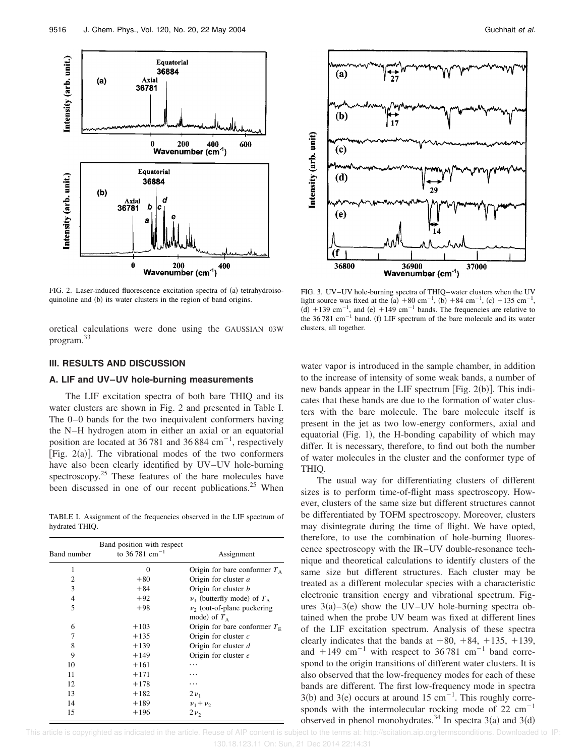FIG. 2. Laser-induced fluorescence excitation spectra of (a) tetrahydroisoquinoline and (b) its water clusters in the region of band origins.

FIG. 3. UV–UV hole-burning spectra of THIQ–water clusters when the UV light source was fixed at the (a) +80 cm$^{-1}$, (b) +84 cm$^{-1}$, (c) +135 cm$^{-1}$, (d) +139 cm$^{-1}$, and (e) +149 cm$^{-1}$ bands. The frequencies are relative to the 36 781 cm$^{-1}$ band. (f) LIF spectrum of the bare molecule and its water clusters, all together.

oretical calculations were done using the GAUSSIAN 03W program.[33]

## III. RESULTS AND DISCUSSION

### A. LIF and UV–UV hole-burning measurements

The LIF excitation spectra of both bare THIQ and its water clusters are shown in Fig. 2 and presented in Table I. The 0–0 bands for the two inequivalent conformers having the N–H hydrogen atom in either an axial or an equatorial position are located at 36 781 and 36 884 cm$^{-1}$, respectively [Fig. 2(a)]. The vibrational modes of the two conformers have also been clearly identified by UV–UV hole-burning spectroscopy.[25] These features of the bare molecules have been discussed in one of our recent publications.[25] When water vapor is introduced in the sample chamber, in addition to the increase of intensity of some weak bands, a number of new bands appear in the LIF spectrum [Fig. 2(b)]. This indicates that these bands are due to the formation of water clusters with the bare molecule. The bare molecule itself is present in the jet as two low-energy conformers, axial and equatorial (Fig. 1), the H-bonding capability of which may differ. It is necessary, therefore, to find out both the number of water molecules in the cluster and the conformer type of THIQ.

TABLE I. Assignment of the frequencies observed in the LIF spectrum of hydrated THIQ.

| Band number | Band position with respect to 36 781 cm$^{-1}$ | Assignment |
|---|---|---|
| 1 | 0 | Origin for bare conformer $T_A$ |
| 2 | +80 | Origin for cluster *a* |
| 3 | +84 | Origin for cluster *b* |
| 4 | +92 | $\nu_1$ (butterfly mode) of $T_A$ |
| 5 | +98 | $\nu_2$ (out-of-plane puckering mode) of $T_A$ |
| 6 | +103 | Origin for bare conformer $T_E$ |
| 7 | +135 | Origin for cluster *c* |
| 8 | +139 | Origin for cluster *d* |
| 9 | +149 | Origin for cluster *e* |
| 10 | +161 | ⋯ |
| 11 | +171 | ⋯ |
| 12 | +178 | ⋯ |
| 13 | +182 | $2\nu_1$ |
| 14 | +189 | $\nu_1+\nu_2$ |
| 15 | +196 | $2\nu_2$ |

The usual way for differentiating clusters of different sizes is to perform time-of-flight mass spectroscopy. However, clusters of the same size but different structures cannot be differentiated by TOFM spectroscopy. Moreover, clusters may disintegrate during the time of flight. We have opted, therefore, to use the combination of hole-burning fluorescence spectroscopy with the IR–UV double-resonance technique and theoretical calculations to identify clusters of the same size but different structures. Each cluster may be treated as a different molecular species with a characteristic electronic transition energy and vibrational spectrum. Figures 3(a)–3(e) show the UV–UV hole-burning spectra obtained when the probe UV beam was fixed at different lines of the LIF excitation spectrum. Analysis of these spectra clearly indicates that the bands at +80, +84, +135, +139, and +149 cm$^{-1}$ with respect to 36 781 cm$^{-1}$ band correspond to the origin transitions of different water clusters. It is also observed that the low-frequency modes for each of these bands are different. The first low-frequency mode in spectra 3(b) and 3(e) occurs at around 15 cm$^{-1}$. This roughly corresponds with the intermolecular rocking mode of 22 cm$^{-1}$ observed in phenol monohydrates.[34] In spectra 3(a) and 3(d)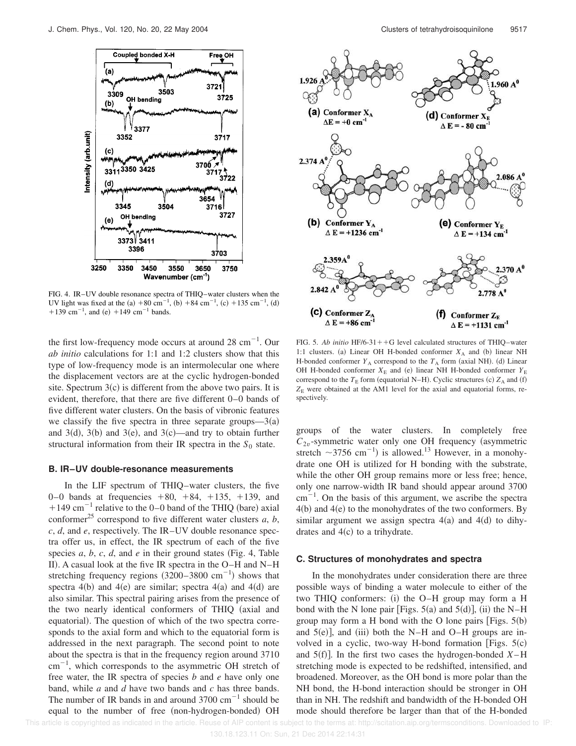FIG. 4. IR–UV double resonance spectra of THIQ–water clusters when the UV light was fixed at the (a) $+80\ cm^{-1}$, (b) $+84\ cm^{-1}$, (c) $+135\ cm^{-1}$, (d) $+139\ cm^{-1}$, and (e) $+149\ cm^{-1}$ bands.

FIG. 5. *Ab initio* HF/6-31++G level calculated structures of THIQ–water 1:1 clusters. (a) Linear OH H-bonded conformer $X_A$ and (b) linear NH H-bonded conformer $Y_A$ correspond to the $T_A$ form (axial NH). (d) Linear OH H-bonded conformer $X_E$ and (e) linear NH H-bonded conformer $Y_E$ correspond to the $T_E$ form (equatorial N–H). Cyclic structures (c) $Z_A$ and (f) $Z_E$ were obtained at the AM1 level for the axial and equatorial forms, respectively.

the first low-frequency mode occurs at around $28\ cm^{-1}$. Our *ab initio* calculations for 1:1 and 1:2 clusters show that this type of low-frequency mode is an intermolecular one where the displacement vectors are at the cyclic hydrogen-bonded site. Spectrum 3(c) is different from the above two pairs. It is evident, therefore, that there are five different 0–0 bands of five different water clusters. On the basis of vibronic features we classify the five spectra in three separate groups—3(a) and 3(d), 3(b) and 3(e), and 3(c)—and try to obtain further structural information from their IR spectra in the $S_0$ state.

### B. IR–UV double-resonance measurements

In the LIF spectrum of THIQ–water clusters, the five 0–0 bands at frequencies +80, +84, +135, +139, and $+149\ cm^{-1}$ relative to the 0–0 band of the THIQ (bare) axial conformer[25] correspond to five different water clusters *a*, *b*, *c*, *d*, and *e*, respectively. The IR–UV double resonance spectra offer us, in effect, the IR spectrum of each of the five species *a*, *b*, *c*, *d*, and *e* in their ground states (Fig. 4, Table II). A casual look at the five IR spectra in the O–H and N–H stretching frequency regions ($3200–3800\ cm^{-1}$) shows that spectra 4(b) and 4(e) are similar; spectra 4(a) and 4(d) are also similar. This spectral pairing arises from the presence of the two nearly identical conformers of THIQ (axial and equatorial). The question of which of the two spectra corresponds to the axial form and which to the equatorial form is addressed in the next paragraph. The second point to note about the spectra is that in the frequency region around 3710 $cm^{-1}$, which corresponds to the asymmetric OH stretch of free water, the IR spectra of species *b* and *e* have only one band, while *a* and *d* have two bands and *c* has three bands. The number of IR bands in and around $3700\ cm^{-1}$ should be equal to the number of free (non-hydrogen-bonded) OH groups of the water clusters. In completely free $C_{2v}$-symmetric water only one OH frequency (asymmetric stretch $\sim 3756\ cm^{-1}$) is allowed.[13] However, in a monohydrate one OH is utilized for H bonding with the substrate, while the other OH group remains more or less free; hence, only one narrow-width IR band should appear around 3700 $cm^{-1}$. On the basis of this argument, we ascribe the spectra 4(b) and 4(e) to the monohydrates of the two conformers. By similar argument we assign spectra 4(a) and 4(d) to dihydrates and 4(c) to a trihydrate.

### C. Structures of monohydrates and spectra

In the monohydrates under consideration there are three possible ways of binding a water molecule to either of the two THIQ conformers: (i) the O–H group may form a H bond with the N lone pair [Figs. 5(a) and 5(d)], (ii) the N–H group may form a H bond with the O lone pairs [Figs. 5(b) and 5(e)], and (iii) both the N–H and O–H groups are involved in a cyclic, two-way H-bond formation [Figs. 5(c) and 5(f)]. In the first two cases the hydrogen-bonded $X$–H stretching mode is expected to be redshifted, intensified, and broadened. Moreover, as the OH bond is more polar than the NH bond, the H-bond interaction should be stronger in OH than in NH. The redshift and bandwidth of the H-bonded OH mode should therefore be larger than that of the H-bonded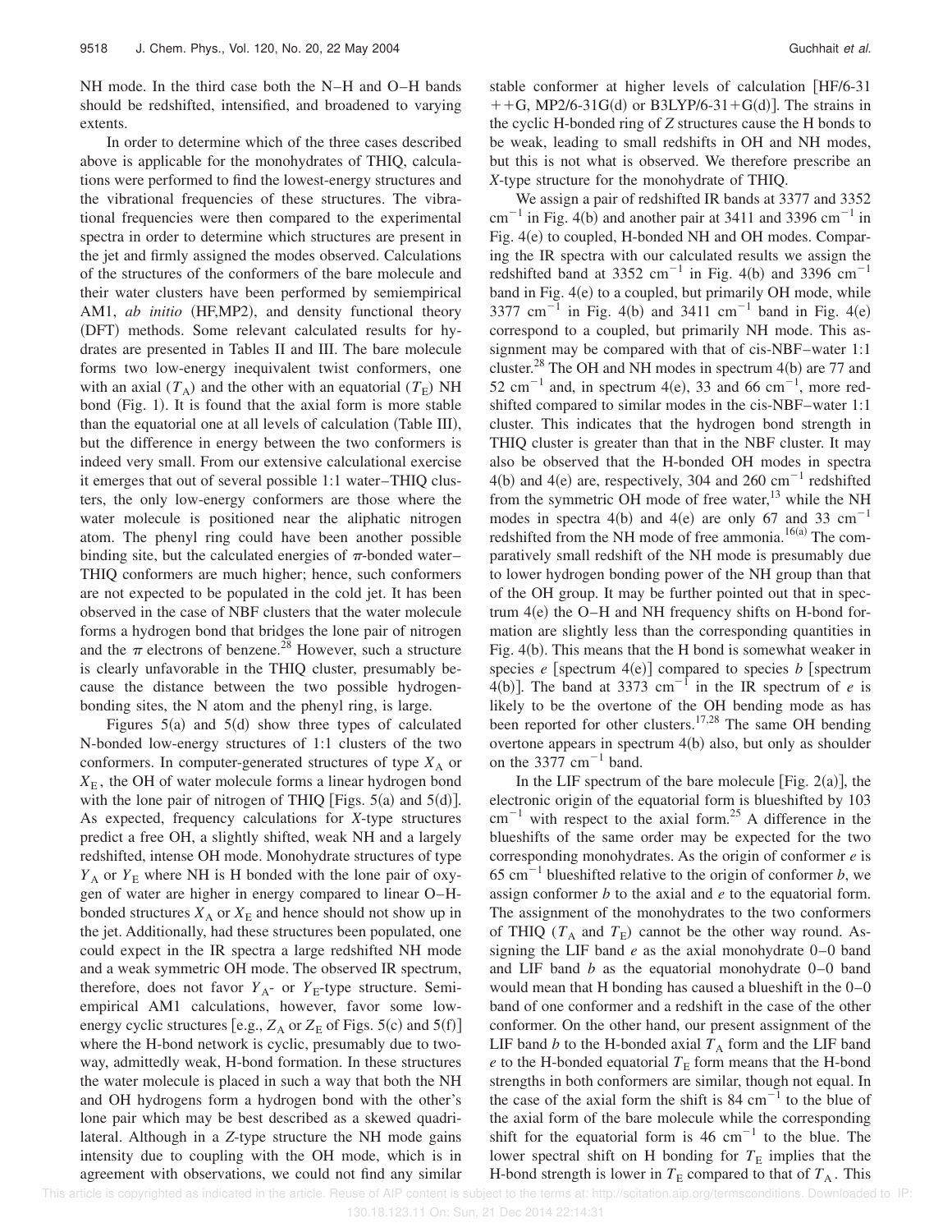NH mode. In the third case both the N–H and O–H bands should be redshifted, intensified, and broadened to varying extents.

In order to determine which of the three cases described above is applicable for the monohydrates of THIQ, calculations were performed to find the lowest-energy structures and the vibrational frequencies of these structures. The vibrational frequencies were then compared to the experimental spectra in order to determine which structures are present in the jet and firmly assigned the modes observed. Calculations of the structures of the conformers of the bare molecule and their water clusters have been performed by semiempirical AM1, *ab initio* (HF,MP2), and density functional theory (DFT) methods. Some relevant calculated results for hydrates are presented in Tables II and III. The bare molecule forms two low-energy inequivalent twist conformers, one with an axial ($T_A$) and the other with an equatorial ($T_E$) NH bond (Fig. 1). It is found that the axial form is more stable than the equatorial one at all levels of calculation (Table III), but the difference in energy between the two conformers is indeed very small. From our extensive calculational exercise it emerges that out of several possible 1:1 water–THIQ clusters, the only low-energy conformers are those where the water molecule is positioned near the aliphatic nitrogen atom. The phenyl ring could have been another possible binding site, but the calculated energies of $\pi$-bonded water–THIQ conformers are much higher; hence, such conformers are not expected to be populated in the cold jet. It has been observed in the case of NBF clusters that the water molecule forms a hydrogen bond that bridges the lone pair of nitrogen and the $\pi$ electrons of benzene.[28] However, such a structure is clearly unfavorable in the THIQ cluster, presumably because the distance between the two possible hydrogen-bonding sites, the N atom and the phenyl ring, is large.

Figures 5(a) and 5(d) show three types of calculated N-bonded low-energy structures of 1:1 clusters of the two conformers. In computer-generated structures of type $X_A$ or $X_E$, the OH of water molecule forms a linear hydrogen bond with the lone pair of nitrogen of THIQ [Figs. 5(a) and 5(d)]. As expected, frequency calculations for *X*-type structures predict a free OH, a slightly shifted, weak NH and a largely redshifted, intense OH mode. Monohydrate structures of type $Y_A$ or $Y_E$ where NH is H bonded with the lone pair of oxygen of water are higher in energy compared to linear O–H-bonded structures $X_A$ or $X_E$ and hence should not show up in the jet. Additionally, had these structures been populated, one could expect in the IR spectra a large redshifted NH mode and a weak symmetric OH mode. The observed IR spectrum, therefore, does not favor $Y_A$- or $Y_E$-type structure. Semiempirical AM1 calculations, however, favor some low-energy cyclic structures [e.g., $Z_A$ or $Z_E$ of Figs. 5(c) and 5(f)] where the H-bond network is cyclic, presumably due to two-way, admittedly weak, H-bond formation. In these structures the water molecule is placed in such a way that both the NH and OH hydrogens form a hydrogen bond with the other's lone pair which may be best described as a skewed quadrilateral. Although in a *Z*-type structure the NH mode gains intensity due to coupling with the OH mode, which is in agreement with observations, we could not find any similar stable conformer at higher levels of calculation [HF/6-31 ++G, MP2/6-31G(d) or B3LYP/6-31+G(d)]. The strains in the cyclic H-bonded ring of *Z* structures cause the H bonds to be weak, leading to small redshifts in OH and NH modes, but this is not what is observed. We therefore prescribe an *X*-type structure for the monohydrate of THIQ.

We assign a pair of redshifted IR bands at 3377 and 3352 cm$^{-1}$ in Fig. 4(b) and another pair at 3411 and 3396 cm$^{-1}$ in Fig. 4(e) to coupled, H-bonded NH and OH modes. Comparing the IR spectra with our calculated results we assign the redshifted band at 3352 cm$^{-1}$ in Fig. 4(b) and 3396 cm$^{-1}$ band in Fig. 4(e) to a coupled, but primarily OH mode, while 3377 cm$^{-1}$ in Fig. 4(b) and 3411 cm$^{-1}$ band in Fig. 4(e) correspond to a coupled, but primarily NH mode. This assignment may be compared with that of cis-NBF–water 1:1 cluster.[28] The OH and NH modes in spectrum 4(b) are 77 and 52 cm$^{-1}$ and, in spectrum 4(e), 33 and 66 cm$^{-1}$, more redshifted compared to similar modes in the cis-NBF–water 1:1 cluster. This indicates that the hydrogen bond strength in THIQ cluster is greater than that in the NBF cluster. It may also be observed that the H-bonded OH modes in spectra 4(b) and 4(e) are, respectively, 304 and 260 cm$^{-1}$ redshifted from the symmetric OH mode of free water,[13] while the NH modes in spectra 4(b) and 4(e) are only 67 and 33 cm$^{-1}$ redshifted from the NH mode of free ammonia.[16(a)] The comparatively small redshift of the NH mode is presumably due to lower hydrogen bonding power of the NH group than that of the OH group. It may be further pointed out that in spectrum 4(e) the O–H and NH frequency shifts on H-bond formation are slightly less than the corresponding quantities in Fig. 4(b). This means that the H bond is somewhat weaker in species *e* [spectrum 4(e)] compared to species *b* [spectrum 4(b)]. The band at 3373 cm$^{-1}$ in the IR spectrum of *e* is likely to be the overtone of the OH bending mode as has been reported for other clusters.[17,28] The same OH bending overtone appears in spectrum 4(b) also, but only as shoulder on the 3377 cm$^{-1}$ band.

In the LIF spectrum of the bare molecule [Fig. 2(a)], the electronic origin of the equatorial form is blueshifted by 103 cm$^{-1}$ with respect to the axial form.[25] A difference in the blueshifts of the same order may be expected for the two corresponding monohydrates. As the origin of conformer *e* is 65 cm$^{-1}$ blueshifted relative to the origin of conformer *b*, we assign conformer *b* to the axial and *e* to the equatorial form. The assignment of the monohydrates to the two conformers of THIQ ($T_A$ and $T_E$) cannot be the other way round. Assigning the LIF band *e* as the axial monohydrate 0–0 band and LIF band *b* as the equatorial monohydrate 0–0 band would mean that H bonding has caused a blueshift in the 0–0 band of one conformer and a redshift in the case of the other conformer. On the other hand, our present assignment of the LIF band *b* to the H-bonded axial $T_A$ form and the LIF band *e* to the H-bonded equatorial $T_E$ form means that the H-bond strengths in both conformers are similar, though not equal. In the case of the axial form the shift is 84 cm$^{-1}$ to the blue of the axial form of the bare molecule while the corresponding shift for the equatorial form is 46 cm$^{-1}$ to the blue. The lower spectral shift on H bonding for $T_E$ implies that the H-bond strength is lower in $T_E$ compared to that of $T_A$. This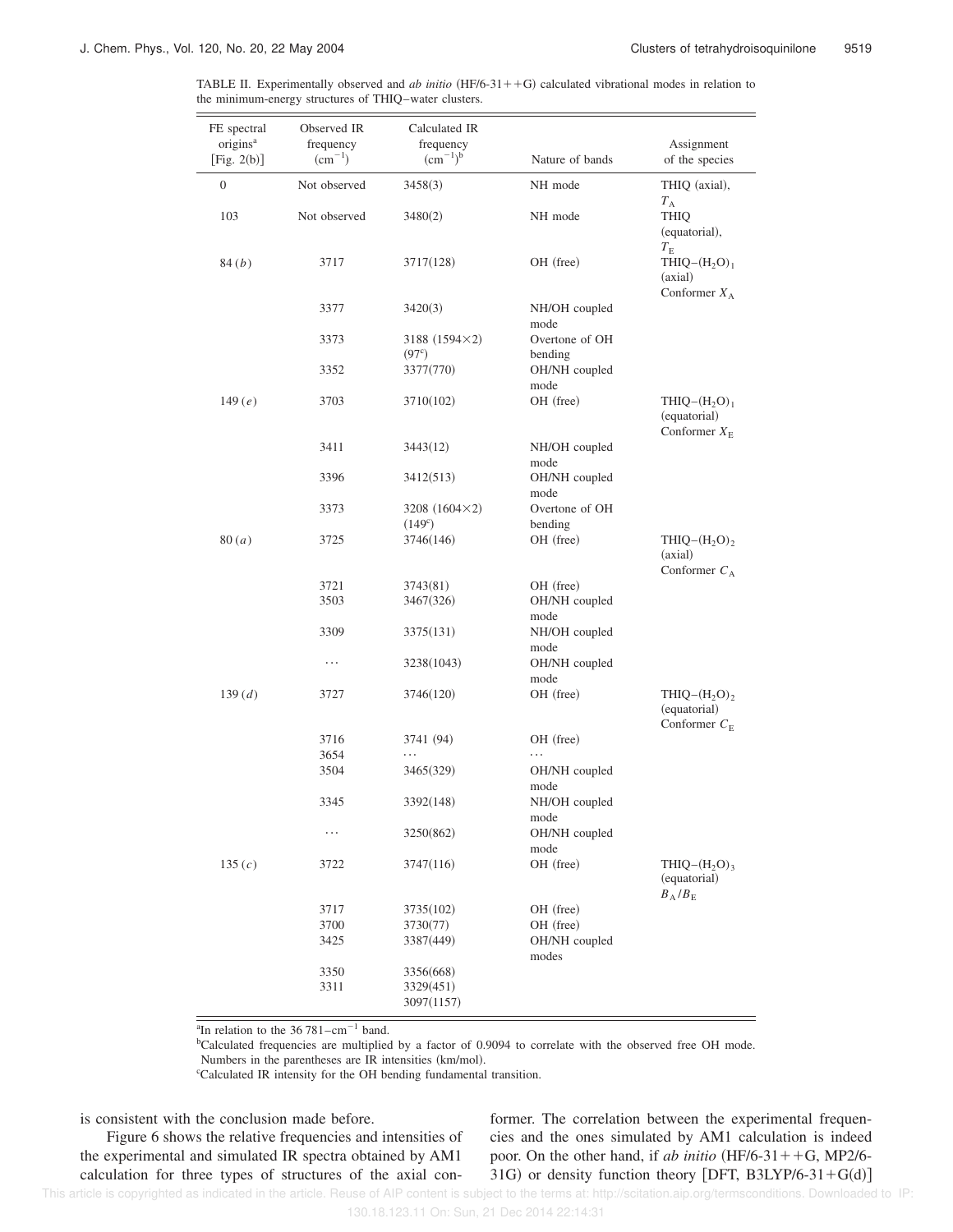TABLE II. Experimentally observed and *ab initio* (HF/6-31++G) calculated vibrational modes in relation to the minimum-energy structures of THIQ–water clusters.

| FE spectral origins[a] [Fig. 2(b)] | Observed IR frequency ($cm^{-1}$) | Calculated IR frequency ($cm^{-1}$)[b] | Nature of bands | Assignment of the species |
|---|---|---|---|---|
| 0 | Not observed | 3458(3) | NH mode | THIQ (axial), $T_A$ |
| 103 | Not observed | 3480(2) | NH mode | THIQ (equatorial), $T_E$ |
| 84 (*b*) | 3717 | 3717(128) | OH (free) | THIQ–$(H_2O)_1$ (axial) Conformer $X_A$ |
| | 3377 | 3420(3) | NH/OH coupled mode | |
| | 3373 | 3188 (1594×2) (97[c]) | Overtone of OH bending | |
| | 3352 | 3377(770) | OH/NH coupled mode | |
| 149 (*e*) | 3703 | 3710(102) | OH (free) | THIQ–$(H_2O)_1$ (equatorial) Conformer $X_E$ |
| | 3411 | 3443(12) | NH/OH coupled mode | |
| | 3396 | 3412(513) | OH/NH coupled mode | |
| | 3373 | 3208 (1604×2) (149[c]) | Overtone of OH bending | |
| 80 (*a*) | 3725 | 3746(146) | OH (free) | THIQ–$(H_2O)_2$ (axial) Conformer $C_A$ |
| | 3721 | 3743(81) | OH (free) | |
| | 3503 | 3467(326) | OH/NH coupled mode | |
| | 3309 | 3375(131) | NH/OH coupled mode | |
| | ⋯ | 3238(1043) | OH/NH coupled mode | |
| 139 (*d*) | 3727 | 3746(120) | OH (free) | THIQ–$(H_2O)_2$ (equatorial) Conformer $C_E$ |
| | 3716 | 3741 (94) | OH (free) | |
| | 3654 | ⋯ | ⋯ | |
| | 3504 | 3465(329) | OH/NH coupled mode | |
| | 3345 | 3392(148) | NH/OH coupled mode | |
| | ⋯ | 3250(862) | OH/NH coupled mode | |
| 135 (*c*) | 3722 | 3747(116) | OH (free) | THIQ–$(H_2O)_3$ (equatorial) $B_A/B_E$ |
| | 3717 | 3735(102) | OH (free) | |
| | 3700 | 3730(77) | OH (free) | |
| | 3425 | 3387(449) | OH/NH coupled modes | |
| | 3350 | 3356(668) | | |
| | 3311 | 3329(451) | | |
| | | 3097(1157) | | |

[a]In relation to the 36 781–$cm^{-1}$ band.

[b]Calculated frequencies are multiplied by a factor of 0.9094 to correlate with the observed free OH mode. Numbers in the parentheses are IR intensities (km/mol).

[c]Calculated IR intensity for the OH bending fundamental transition.

is consistent with the conclusion made before.

Figure 6 shows the relative frequencies and intensities of the experimental and simulated IR spectra obtained by AM1 calculation for three types of structures of the axial conformer. The correlation between the experimental frequencies and the ones simulated by AM1 calculation is indeed poor. On the other hand, if *ab initio* (HF/6-31++G, MP2/6-31G) or density function theory [DFT, B3LYP/6-31+G(d)]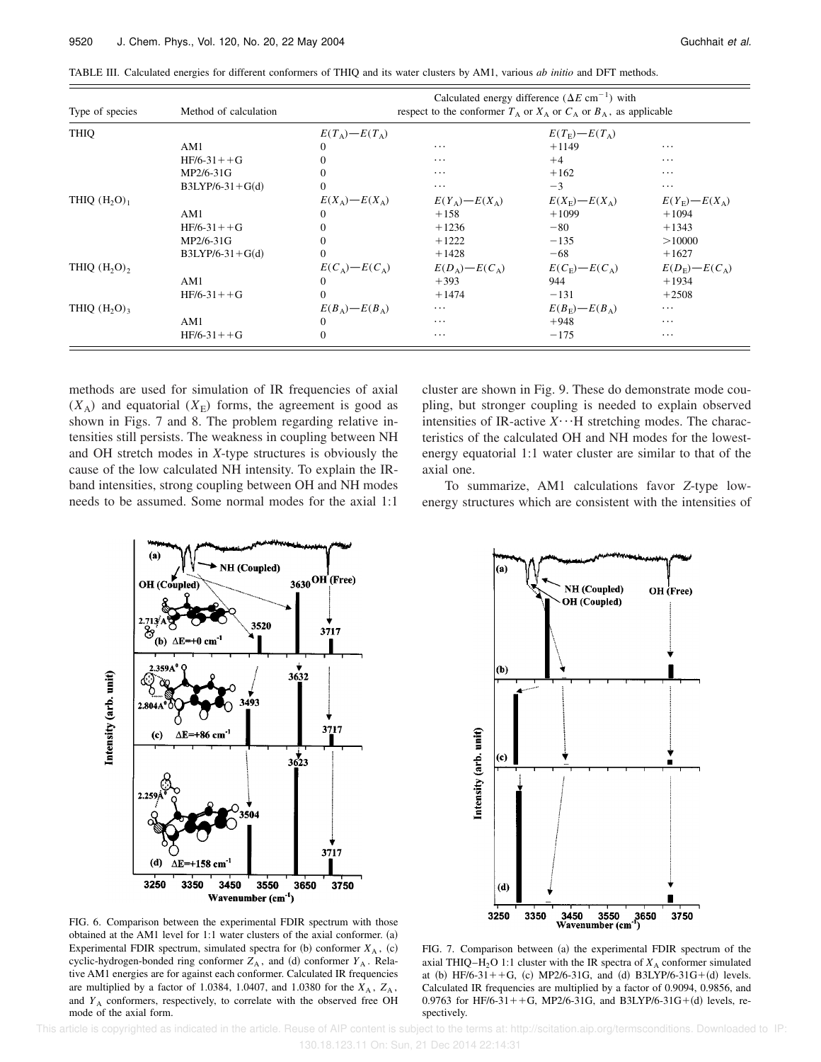TABLE III. Calculated energies for different conformers of THIQ and its water clusters by AM1, various *ab initio* and DFT methods.

| Type of species | Method of calculation | Calculated energy difference ($\Delta E$ cm$^{-1}$) with respect to the conformer $T_A$ or $X_A$ or $C_A$ or $B_A$, as applicable | | | |
|---|---|---|---|---|---|
| THIQ | | $E(T_A)-E(T_A)$ | | $E(T_E)-E(T_A)$ | |
| | AM1 | 0 | ⋯ | +1149 | ⋯ |
| | HF/6-31++G | 0 | ⋯ | +4 | ⋯ |
| | MP2/6-31G | 0 | ⋯ | +162 | ⋯ |
| | B3LYP/6-31+G(d) | 0 | ⋯ | −3 | ⋯ |
| THIQ $(H_2O)_1$ | | $E(X_A)-E(X_A)$ | $E(Y_A)-E(X_A)$ | $E(X_E)-E(X_A)$ | $E(Y_E)-E(X_A)$ |
| | AM1 | 0 | +158 | +1099 | +1094 |
| | HF/6-31++G | 0 | +1236 | −80 | +1343 |
| | MP2/6-31G | 0 | +1222 | −135 | >10000 |
| | B3LYP/6-31+G(d) | 0 | +1428 | −68 | +1627 |
| THIQ $(H_2O)_2$ | | $E(C_A)-E(C_A)$ | $E(D_A)-E(C_A)$ | $E(C_E)-E(C_A)$ | $E(D_E)-E(C_A)$ |
| | AM1 | 0 | +393 | 944 | +1934 |
| | HF/6-31++G | 0 | +1474 | −131 | +2508 |
| THIQ $(H_2O)_3$ | | $E(B_A)-E(B_A)$ | ⋯ | $E(B_E)-E(B_A)$ | ⋯ |
| | AM1 | 0 | ⋯ | +948 | ⋯ |
| | HF/6-31++G | 0 | ⋯ | −175 | ⋯ |

methods are used for simulation of IR frequencies of axial ($X_A$) and equatorial ($X_E$) forms, the agreement is good as shown in Figs. 7 and 8. The problem regarding relative intensities still persists. The weakness in coupling between NH and OH stretch modes in *X*-type structures is obviously the cause of the low calculated NH intensity. To explain the IR-band intensities, strong coupling between OH and NH modes needs to be assumed. Some normal modes for the axial 1:1 cluster are shown in Fig. 9. These do demonstrate mode coupling, but stronger coupling is needed to explain observed intensities of IR-active $X\cdots$H stretching modes. The characteristics of the calculated OH and NH modes for the lowest-energy equatorial 1:1 water cluster are similar to that of the axial one.

To summarize, AM1 calculations favor *Z*-type low-energy structures which are consistent with the intensities of

FIG. 6. Comparison between the experimental FDIR spectrum with those obtained at the AM1 level for 1:1 water clusters of the axial conformer. (a) Experimental FDIR spectrum, simulated spectra for (b) conformer $X_A$, (c) cyclic-hydrogen-bonded ring conformer $Z_A$, and (d) conformer $Y_A$. Relative AM1 energies are for against each conformer. Calculated IR frequencies are multiplied by a factor of 1.0384, 1.0407, and 1.0380 for the $X_A$, $Z_A$, and $Y_A$ conformers, respectively, to correlate with the observed free OH mode of the axial form.

FIG. 7. Comparison between (a) the experimental FDIR spectrum of the axial THIQ–$H_2O$ 1:1 cluster with the IR spectra of $X_A$ conformer simulated at (b) HF/6-31++G, (c) MP2/6-31G, and (d) B3LYP/6-31G+(d) levels. Calculated IR frequencies are multiplied by a factor of 0.9094, 0.9856, and 0.9763 for HF/6-31++G, MP2/6-31G, and B3LYP/6-31G+(d) levels, respectively.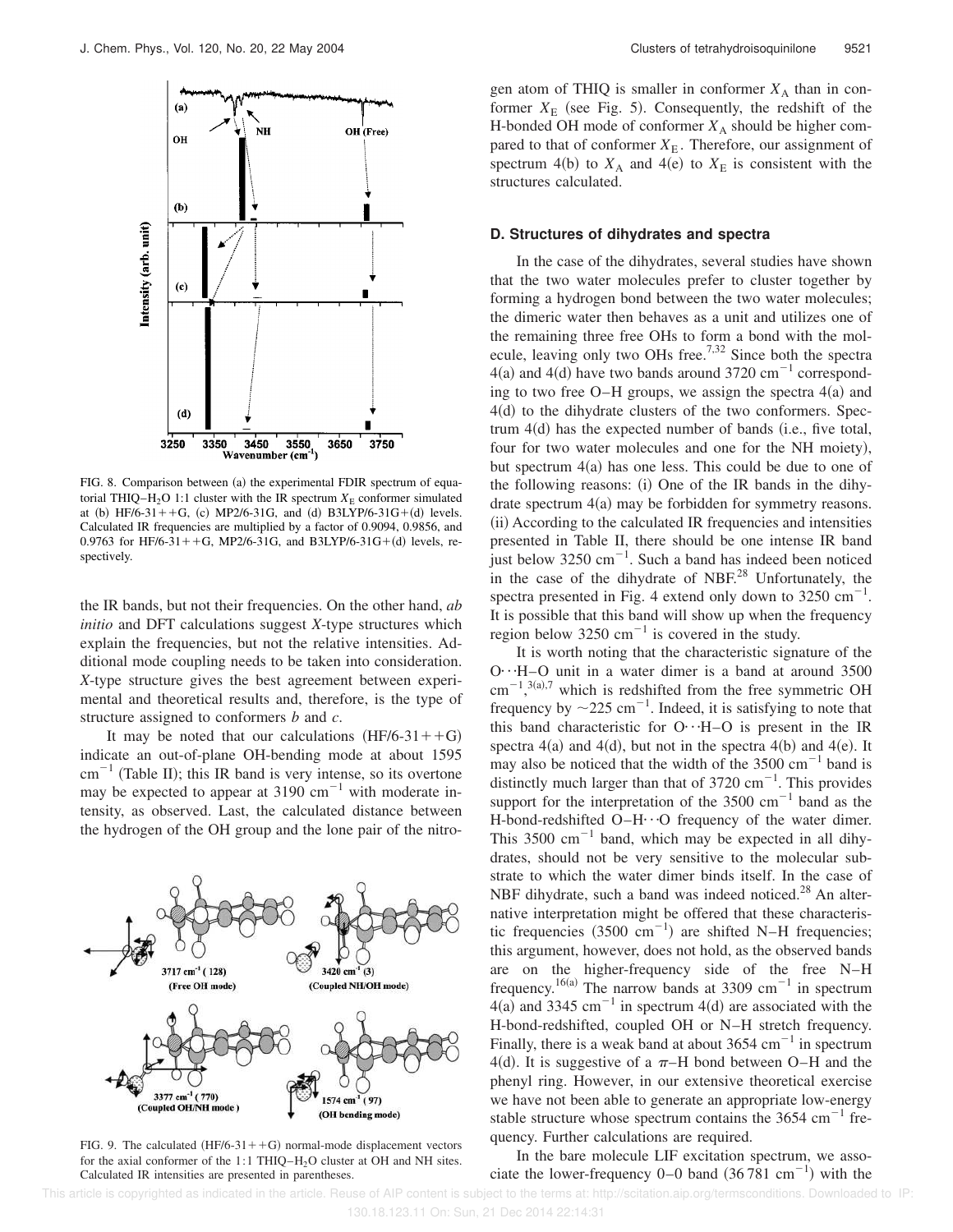FIG. 8. Comparison between (a) the experimental FDIR spectrum of equatorial THIQ–$H_2O$ 1:1 cluster with the IR spectrum $X_E$ conformer simulated at (b) HF/6-31++G, (c) MP2/6-31G, and (d) B3LYP/6-31G+(d) levels. Calculated IR frequencies are multiplied by a factor of 0.9094, 0.9856, and 0.9763 for HF/6-31++G, MP2/6-31G, and B3LYP/6-31G+(d) levels, respectively.

the IR bands, but not their frequencies. On the other hand, *ab initio* and DFT calculations suggest *X*-type structures which explain the frequencies, but not the relative intensities. Additional mode coupling needs to be taken into consideration. *X*-type structure gives the best agreement between experimental and theoretical results and, therefore, is the type of structure assigned to conformers *b* and *c*.

It may be noted that our calculations (HF/6-31++G) indicate an out-of-plane OH-bending mode at about 1595 $cm^{-1}$ (Table II); this IR band is very intense, so its overtone may be expected to appear at 3190 $cm^{-1}$ with moderate intensity, as observed. Last, the calculated distance between the hydrogen of the OH group and the lone pair of the nitrogen atom of THIQ is smaller in conformer $X_A$ than in conformer $X_E$ (see Fig. 5). Consequently, the redshift of the H-bonded OH mode of conformer $X_A$ should be higher compared to that of conformer $X_E$. Therefore, our assignment of spectrum 4(b) to $X_A$ and 4(e) to $X_E$ is consistent with the structures calculated.

FIG. 9. The calculated (HF/6-31++G) normal-mode displacement vectors for the axial conformer of the 1:1 THIQ–$H_2O$ cluster at OH and NH sites. Calculated IR intensities are presented in parentheses.

### D. Structures of dihydrates and spectra

In the case of the dihydrates, several studies have shown that the two water molecules prefer to cluster together by forming a hydrogen bond between the two water molecules; the dimeric water then behaves as a unit and utilizes one of the remaining three free OHs to form a bond with the molecule, leaving only two OHs free.[7,32] Since both the spectra 4(a) and 4(d) have two bands around 3720 $cm^{-1}$ corresponding to two free O–H groups, we assign the spectra 4(a) and 4(d) to the dihydrate clusters of the two conformers. Spectrum 4(d) has the expected number of bands (i.e., five total, four for two water molecules and one for the NH moiety), but spectrum 4(a) has one less. This could be due to one of the following reasons: (i) One of the IR bands in the dihydrate spectrum 4(a) may be forbidden for symmetry reasons. (ii) According to the calculated IR frequencies and intensities presented in Table II, there should be one intense IR band just below 3250 $cm^{-1}$. Such a band has indeed been noticed in the case of the dihydrate of NBF.[28] Unfortunately, the spectra presented in Fig. 4 extend only down to 3250 $cm^{-1}$. It is possible that this band will show up when the frequency region below 3250 $cm^{-1}$ is covered in the study.

It is worth noting that the characteristic signature of the O···H–O unit in a water dimer is a band at around 3500 $cm^{-1}$,[3(a),7] which is redshifted from the free symmetric OH frequency by ~225 $cm^{-1}$. Indeed, it is satisfying to note that this band characteristic for O···H–O is present in the IR spectra 4(a) and 4(d), but not in the spectra 4(b) and 4(e). It may also be noticed that the width of the 3500 $cm^{-1}$ band is distinctly much larger than that of 3720 $cm^{-1}$. This provides support for the interpretation of the 3500 $cm^{-1}$ band as the H-bond-redshifted O–H···O frequency of the water dimer. This 3500 $cm^{-1}$ band, which may be expected in all dihydrates, should not be very sensitive to the molecular substrate to which the water dimer binds itself. In the case of NBF dihydrate, such a band was indeed noticed.[28] An alternative interpretation might be offered that these characteristic frequencies (3500 $cm^{-1}$) are shifted N–H frequencies; this argument, however, does not hold, as the observed bands are on the higher-frequency side of the free N–H frequency.[16(a)] The narrow bands at 3309 $cm^{-1}$ in spectrum 4(a) and 3345 $cm^{-1}$ in spectrum 4(d) are associated with the H-bond-redshifted, coupled OH or N–H stretch frequency. Finally, there is a weak band at about 3654 $cm^{-1}$ in spectrum 4(d). It is suggestive of a $\pi$–H bond between O–H and the phenyl ring. However, in our extensive theoretical exercise we have not been able to generate an appropriate low-energy stable structure whose spectrum contains the 3654 $cm^{-1}$ frequency. Further calculations are required.

In the bare molecule LIF excitation spectrum, we associate the lower-frequency 0–0 band (36 781 $cm^{-1}$) with the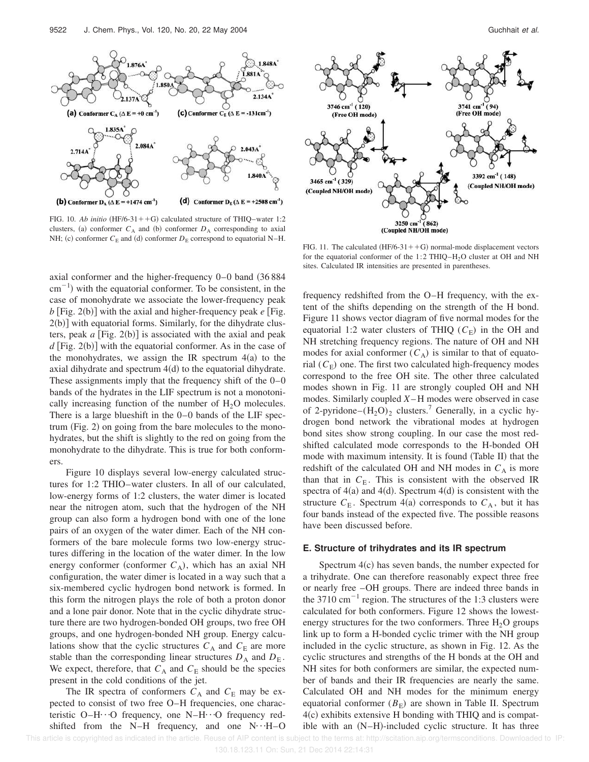FIG. 10. *Ab initio* (HF/6-31++G) calculated structure of THIQ–water 1:2 clusters, (a) conformer $C_A$ and (b) conformer $D_A$ corresponding to axial NH; (c) conformer $C_E$ and (d) conformer $D_E$ correspond to equatorial N–H.

FIG. 11. The calculated (HF/6-31++G) normal-mode displacement vectors for the equatorial conformer of the 1:2 THIQ–$H_2O$ cluster at OH and NH sites. Calculated IR intensities are presented in parentheses.

axial conformer and the higher-frequency 0–0 band (36 884 $cm^{-1}$) with the equatorial conformer. To be consistent, in the case of monohydrate we associate the lower-frequency peak *b* [Fig. 2(b)] with the axial and higher-frequency peak *e* [Fig. 2(b)] with equatorial forms. Similarly, for the dihydrate clusters, peak *a* [Fig. 2(b)] is associated with the axial and peak *d* [Fig. 2(b)] with the equatorial conformer. As in the case of the monohydrates, we assign the IR spectrum 4(a) to the axial dihydrate and spectrum 4(d) to the equatorial dihydrate. These assignments imply that the frequency shift of the 0–0 bands of the hydrates in the LIF spectrum is not a monotonically increasing function of the number of $H_2O$ molecules. There is a large blueshift in the 0–0 bands of the LIF spectrum (Fig. 2) on going from the bare molecules to the monohydrates, but the shift is slightly to the red on going from the monohydrate to the dihydrate. This is true for both conformers.

Figure 10 displays several low-energy calculated structures for 1:2 THIO–water clusters. In all of our calculated, low-energy forms of 1:2 clusters, the water dimer is located near the nitrogen atom, such that the hydrogen of the NH group can also form a hydrogen bond with one of the lone pairs of an oxygen of the water dimer. Each of the NH conformers of the bare molecule forms two low-energy structures differing in the location of the water dimer. In the low energy conformer (conformer $C_A$), which has an axial NH configuration, the water dimer is located in a way such that a six-membered cyclic hydrogen bond network is formed. In this form the nitrogen plays the role of both a proton donor and a lone pair donor. Note that in the cyclic dihydrate structure there are two hydrogen-bonded OH groups, two free OH groups, and one hydrogen-bonded NH group. Energy calculations show that the cyclic structures $C_A$ and $C_E$ are more stable than the corresponding linear structures $D_A$ and $D_E$. We expect, therefore, that $C_A$ and $C_E$ should be the species present in the cold conditions of the jet.

The IR spectra of conformers $C_A$ and $C_E$ may be expected to consist of two free O–H frequencies, one characteristic O–H···O frequency, one N–H···O frequency redshifted from the N–H frequency, and one N···H–O frequency redshifted from the O–H frequency, with the extent of the shifts depending on the strength of the H bond. Figure 11 shows vector diagram of five normal modes for the equatorial 1:2 water clusters of THIQ ($C_E$) in the OH and NH stretching frequency regions. The nature of OH and NH modes for axial conformer ($C_A$) is similar to that of equatorial ($C_E$) one. The first two calculated high-frequency modes correspond to the free OH site. The other three calculated modes shown in Fig. 11 are strongly coupled OH and NH modes. Similarly coupled *X*–H modes were observed in case of 2-pyridone–$(H_2O)_2$ clusters.[7] Generally, in a cyclic hydrogen bond network the vibrational modes at hydrogen bond sites show strong coupling. In our case the most redshifted calculated mode corresponds to the H-bonded OH mode with maximum intensity. It is found (Table II) that the redshift of the calculated OH and NH modes in $C_A$ is more than that in $C_E$. This is consistent with the observed IR spectra of 4(a) and 4(d). Spectrum 4(d) is consistent with the structure $C_E$. Spectrum 4(a) corresponds to $C_A$, but it has four bands instead of the expected five. The possible reasons have been discussed before.

### E. Structure of trihydrates and its IR spectrum

Spectrum 4(c) has seven bands, the number expected for a trihydrate. One can therefore reasonably expect three free or nearly free –OH groups. There are indeed three bands in the 3710 $cm^{-1}$ region. The structures of the 1:3 clusters were calculated for both conformers. Figure 12 shows the lowest-energy structures for the two conformers. Three $H_2O$ groups link up to form a H-bonded cyclic trimer with the NH group included in the cyclic structure, as shown in Fig. 12. As the cyclic structures and strengths of the H bonds at the OH and NH sites for both conformers are similar, the expected number of bands and their IR frequencies are nearly the same. Calculated OH and NH modes for the minimum energy equatorial conformer ($B_E$) are shown in Table II. Spectrum 4(c) exhibits extensive H bonding with THIQ and is compatible with an (N–H)-included cyclic structure. It has three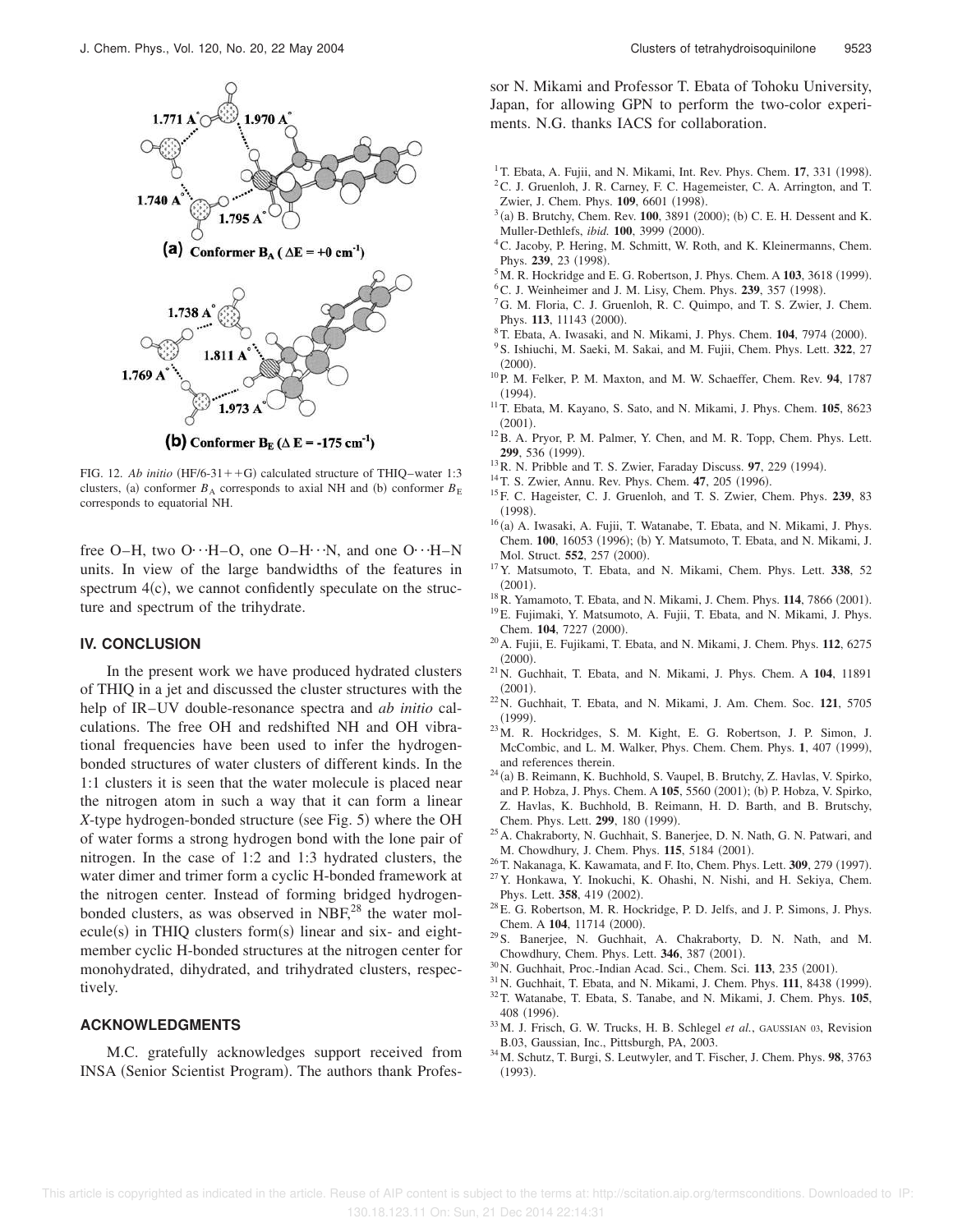1.771 A°

1.970 A°

1.740 A°

1.795 A°

**(a)** Conformer $B_A$ ($\Delta E = +0$ cm$^{-1}$)

1.738 A°

1.811 A°

1.769 A°

1.973 A°

**(b)** Conformer $B_E$ ($\Delta E = -175$ cm$^{-1}$)

FIG. 12. *Ab initio* (HF/6-31++G) calculated structure of THIQ–water 1:3 clusters, (a) conformer $B_A$ corresponds to axial NH and (b) conformer $B_E$ corresponds to equatorial NH.

free O–H, two O···H–O, one O–H···N, and one O···H–N units. In view of the large bandwidths of the features in spectrum 4(c), we cannot confidently speculate on the structure and spectrum of the trihydrate.

## IV. CONCLUSION

In the present work we have produced hydrated clusters of THIQ in a jet and discussed the cluster structures with the help of IR–UV double-resonance spectra and *ab initio* calculations. The free OH and redshifted NH and OH vibrational frequencies have been used to infer the hydrogen-bonded structures of water clusters of different kinds. In the 1:1 clusters it is seen that the water molecule is placed near the nitrogen atom in such a way that it can form a linear *X*-type hydrogen-bonded structure (see Fig. 5) where the OH of water forms a strong hydrogen bond with the lone pair of nitrogen. In the case of 1:2 and 1:3 hydrated clusters, the water dimer and trimer form a cyclic H-bonded framework at the nitrogen center. Instead of forming bridged hydrogen-bonded clusters, as was observed in NBF,[28] the water molecule(s) in THIQ clusters form(s) linear and six- and eight-member cyclic H-bonded structures at the nitrogen center for monohydrated, dihydrated, and trihydrated clusters, respectively.

## ACKNOWLEDGMENTS

M.C. gratefully acknowledges support received from INSA (Senior Scientist Program). The authors thank Professor N. Mikami and Professor T. Ebata of Tohoku University, Japan, for allowing GPN to perform the two-color experiments. N.G. thanks IACS for collaboration.

[1] T. Ebata, A. Fujii, and N. Mikami, Int. Rev. Phys. Chem. **17**, 331 (1998).
[2] C. J. Gruenloh, J. R. Carney, F. C. Hagemeister, C. A. Arrington, and T. Zwier, J. Chem. Phys. **109**, 6601 (1998).
[3] (a) B. Brutchy, Chem. Rev. **100**, 3891 (2000); (b) C. E. H. Dessent and K. Muller-Dethlefs, *ibid.* **100**, 3999 (2000).
[4] C. Jacoby, P. Hering, M. Schmitt, W. Roth, and K. Kleinermanns, Chem. Phys. **239**, 23 (1998).
[5] M. R. Hockridge and E. G. Robertson, J. Phys. Chem. A **103**, 3618 (1999).
[6] C. J. Weinheimer and J. M. Lisy, Chem. Phys. **239**, 357 (1998).
[7] G. M. Floria, C. J. Gruenloh, R. C. Quimpo, and T. S. Zwier, J. Chem. Phys. **113**, 11143 (2000).
[8] T. Ebata, A. Iwasaki, and N. Mikami, J. Phys. Chem. **104**, 7974 (2000).
[9] S. Ishiuchi, M. Saeki, M. Sakai, and M. Fujii, Chem. Phys. Lett. **322**, 27 (2000).
[10] P. M. Felker, P. M. Maxton, and M. W. Schaeffer, Chem. Rev. **94**, 1787 (1994).
[11] T. Ebata, M. Kayano, S. Sato, and N. Mikami, J. Phys. Chem. **105**, 8623 (2001).
[12] B. A. Pryor, P. M. Palmer, Y. Chen, and M. R. Topp, Chem. Phys. Lett. **299**, 536 (1999).
[13] R. N. Pribble and T. S. Zwier, Faraday Discuss. **97**, 229 (1994).
[14] T. S. Zwier, Annu. Rev. Phys. Chem. **47**, 205 (1996).
[15] F. C. Hageister, C. J. Gruenloh, and T. S. Zwier, Chem. Phys. **239**, 83 (1998).
[16] (a) A. Iwasaki, A. Fujii, T. Watanabe, T. Ebata, and N. Mikami, J. Phys. Chem. **100**, 16053 (1996); (b) Y. Matsumoto, T. Ebata, and N. Mikami, J. Mol. Struct. **552**, 257 (2000).
[17] Y. Matsumoto, T. Ebata, and N. Mikami, Chem. Phys. Lett. **338**, 52 (2001).
[18] R. Yamamoto, T. Ebata, and N. Mikami, J. Chem. Phys. **114**, 7866 (2001).
[19] E. Fujimaki, Y. Matsumoto, A. Fujii, T. Ebata, and N. Mikami, J. Phys. Chem. **104**, 7227 (2000).
[20] A. Fujii, E. Fujikami, T. Ebata, and N. Mikami, J. Chem. Phys. **112**, 6275 (2000).
[21] N. Guchhait, T. Ebata, and N. Mikami, J. Phys. Chem. A **104**, 11891 (2001).
[22] N. Guchhait, T. Ebata, and N. Mikami, J. Am. Chem. Soc. **121**, 5705 (1999).
[23] M. R. Hockridges, S. M. Kight, E. G. Robertson, J. P. Simon, J. McCombic, and L. M. Walker, Phys. Chem. Chem. Phys. **1**, 407 (1999), and references therein.
[24] (a) B. Reimann, K. Buchhold, S. Vaupel, B. Brutchy, Z. Havlas, V. Spirko, and P. Hobza, J. Phys. Chem. A **105**, 5560 (2001); (b) P. Hobza, V. Spirko, Z. Havlas, K. Buchhold, B. Reimann, H. D. Barth, and B. Brutschy, Chem. Phys. Lett. **299**, 180 (1999).
[25] A. Chakraborty, N. Guchhait, S. Banerjee, D. N. Nath, G. N. Patwari, and M. Chowdhury, J. Chem. Phys. **115**, 5184 (2001).
[26] T. Nakanaga, K. Kawamata, and F. Ito, Chem. Phys. Lett. **309**, 279 (1997).
[27] Y. Honkawa, Y. Inokuchi, K. Ohashi, N. Nishi, and H. Sekiya, Chem. Phys. Lett. **358**, 419 (2002).
[28] E. G. Robertson, M. R. Hockridge, P. D. Jelfs, and J. P. Simons, J. Phys. Chem. A **104**, 11714 (2000).
[29] S. Banerjee, N. Guchhait, A. Chakraborty, D. N. Nath, and M. Chowdhury, Chem. Phys. Lett. **346**, 387 (2001).
[30] N. Guchhait, Proc.-Indian Acad. Sci., Chem. Sci. **113**, 235 (2001).
[31] N. Guchhait, T. Ebata, and N. Mikami, J. Chem. Phys. **111**, 8438 (1999).
[32] T. Watanabe, T. Ebata, S. Tanabe, and N. Mikami, J. Chem. Phys. **105**, 408 (1996).
[33] M. J. Frisch, G. W. Trucks, H. B. Schlegel *et al.*, GAUSSIAN 03, Revision B.03, Gaussian, Inc., Pittsburgh, PA, 2003.
[34] M. Schutz, T. Burgi, S. Leutwyler, and T. Fischer, J. Chem. Phys. **98**, 3763 (1993).